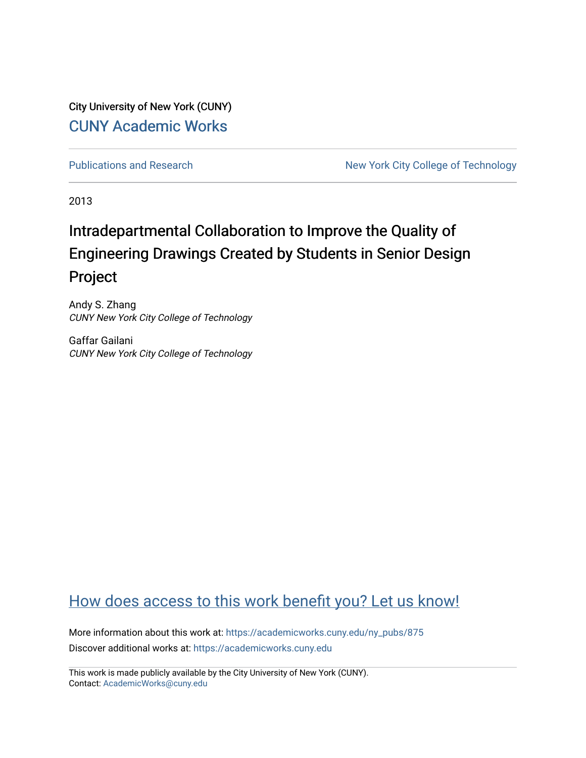City University of New York (CUNY)

CUNY Academic Works

Publications and Research

New York City College of Technology

2013

# Intradepartmental Collaboration to Improve the Quality of Engineering Drawings Created by Students in Senior Design Project

Andy S. Zhang
*CUNY New York City College of Technology*

Gaffar Gailani
*CUNY New York City College of Technology*

How does access to this work benefit you? Let us know!

More information about this work at: https://academicworks.cuny.edu/ny_pubs/875

Discover additional works at: https://academicworks.cuny.edu

This work is made publicly available by the City University of New York (CUNY).
Contact: AcademicWorks@cuny.edu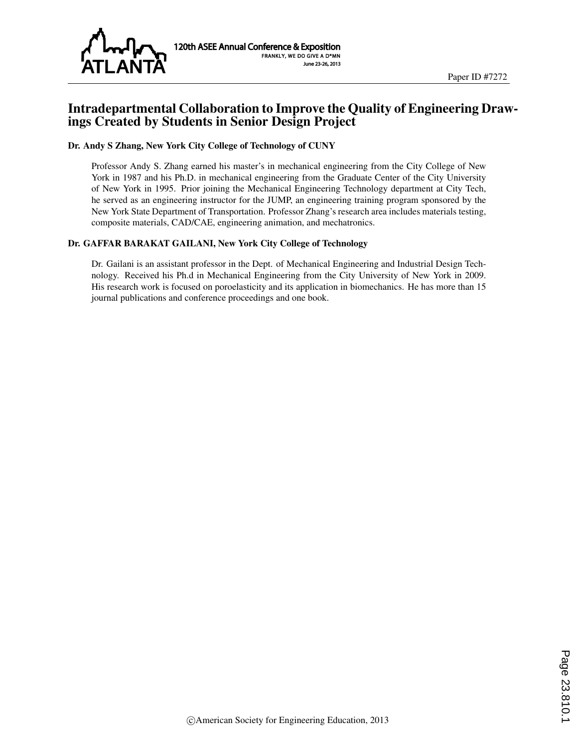# Intradepartmental Collaboration to Improve the Quality of Engineering Drawings Created by Students in Senior Design Project

**Dr. Andy S Zhang, New York City College of Technology of CUNY**

Professor Andy S. Zhang earned his master's in mechanical engineering from the City College of New York in 1987 and his Ph.D. in mechanical engineering from the Graduate Center of the City University of New York in 1995. Prior joining the Mechanical Engineering Technology department at City Tech, he served as an engineering instructor for the JUMP, an engineering training program sponsored by the New York State Department of Transportation. Professor Zhang's research area includes materials testing, composite materials, CAD/CAE, engineering animation, and mechatronics.

**Dr. GAFFAR BARAKAT GAILANI, New York City College of Technology**

Dr. Gailani is an assistant professor in the Dept. of Mechanical Engineering and Industrial Design Technology. Received his Ph.d in Mechanical Engineering from the City University of New York in 2009. His research work is focused on poroelasticity and its application in biomechanics. He has more than 15 journal publications and conference proceedings and one book.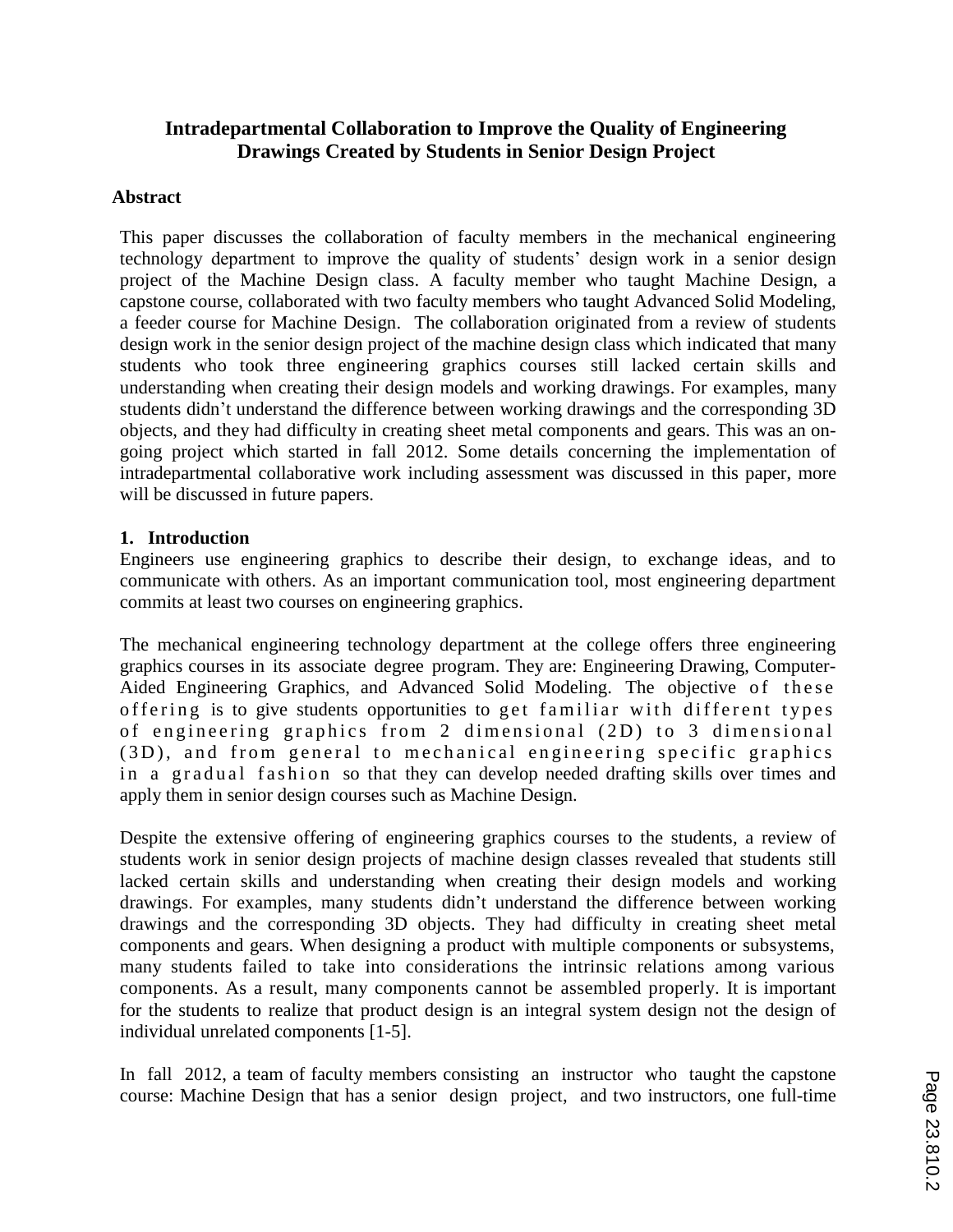# Intradepartmental Collaboration to Improve the Quality of Engineering Drawings Created by Students in Senior Design Project

## Abstract

This paper discusses the collaboration of faculty members in the mechanical engineering technology department to improve the quality of students' design work in a senior design project of the Machine Design class. A faculty member who taught Machine Design, a capstone course, collaborated with two faculty members who taught Advanced Solid Modeling, a feeder course for Machine Design. The collaboration originated from a review of students design work in the senior design project of the machine design class which indicated that many students who took three engineering graphics courses still lacked certain skills and understanding when creating their design models and working drawings. For examples, many students didn't understand the difference between working drawings and the corresponding 3D objects, and they had difficulty in creating sheet metal components and gears. This was an on-going project which started in fall 2012. Some details concerning the implementation of intradepartmental collaborative work including assessment was discussed in this paper, more will be discussed in future papers.

## 1. Introduction

Engineers use engineering graphics to describe their design, to exchange ideas, and to communicate with others. As an important communication tool, most engineering department commits at least two courses on engineering graphics.

The mechanical engineering technology department at the college offers three engineering graphics courses in its associate degree program. They are: Engineering Drawing, Computer-Aided Engineering Graphics, and Advanced Solid Modeling. The objective of these offering is to give students opportunities to get familiar with different types of engineering graphics from 2 dimensional (2D) to 3 dimensional (3D), and from general to mechanical engineering specific graphics in a gradual fashion so that they can develop needed drafting skills over times and apply them in senior design courses such as Machine Design.

Despite the extensive offering of engineering graphics courses to the students, a review of students work in senior design projects of machine design classes revealed that students still lacked certain skills and understanding when creating their design models and working drawings. For examples, many students didn't understand the difference between working drawings and the corresponding 3D objects. They had difficulty in creating sheet metal components and gears. When designing a product with multiple components or subsystems, many students failed to take into considerations the intrinsic relations among various components. As a result, many components cannot be assembled properly. It is important for the students to realize that product design is an integral system design not the design of individual unrelated components [1-5].

In fall 2012, a team of faculty members consisting an instructor who taught the capstone course: Machine Design that has a senior design project, and two instructors, one full-time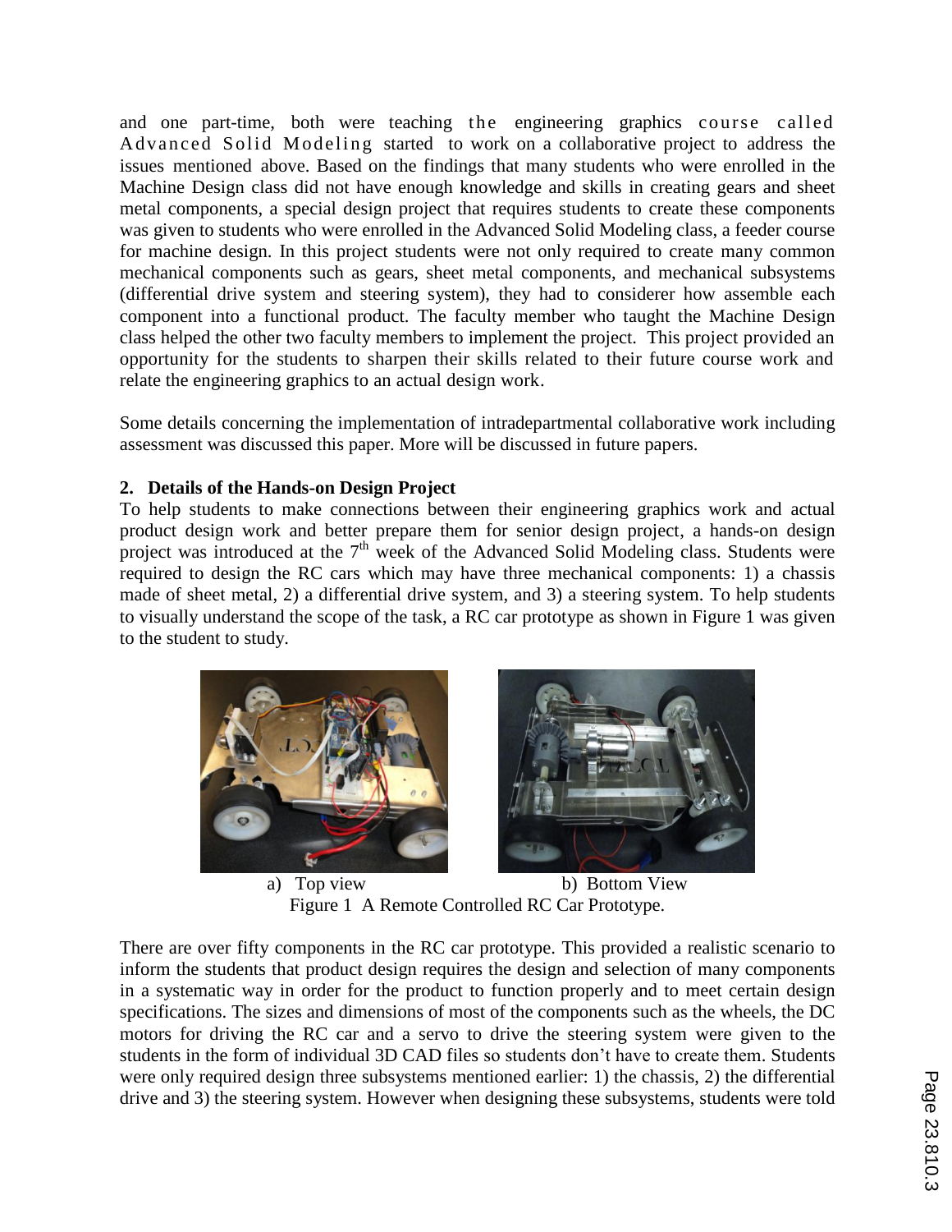and one part-time, both were teaching the engineering graphics course called Advanced Solid Modeling started to work on a collaborative project to address the issues mentioned above. Based on the findings that many students who were enrolled in the Machine Design class did not have enough knowledge and skills in creating gears and sheet metal components, a special design project that requires students to create these components was given to students who were enrolled in the Advanced Solid Modeling class, a feeder course for machine design. In this project students were not only required to create many common mechanical components such as gears, sheet metal components, and mechanical subsystems (differential drive system and steering system), they had to considerer how assemble each component into a functional product. The faculty member who taught the Machine Design class helped the other two faculty members to implement the project. This project provided an opportunity for the students to sharpen their skills related to their future course work and relate the engineering graphics to an actual design work.

Some details concerning the implementation of intradepartmental collaborative work including assessment was discussed this paper. More will be discussed in future papers.

## 2. Details of the Hands-on Design Project

To help students to make connections between their engineering graphics work and actual product design work and better prepare them for senior design project, a hands-on design project was introduced at the 7th week of the Advanced Solid Modeling class. Students were required to design the RC cars which may have three mechanical components: 1) a chassis made of sheet metal, 2) a differential drive system, and 3) a steering system. To help students to visually understand the scope of the task, a RC car prototype as shown in Figure 1 was given to the student to study.

a) Top view b) Bottom View

Figure 1 A Remote Controlled RC Car Prototype.

There are over fifty components in the RC car prototype. This provided a realistic scenario to inform the students that product design requires the design and selection of many components in a systematic way in order for the product to function properly and to meet certain design specifications. The sizes and dimensions of most of the components such as the wheels, the DC motors for driving the RC car and a servo to drive the steering system were given to the students in the form of individual 3D CAD files so students don't have to create them. Students were only required design three subsystems mentioned earlier: 1) the chassis, 2) the differential drive and 3) the steering system. However when designing these subsystems, students were told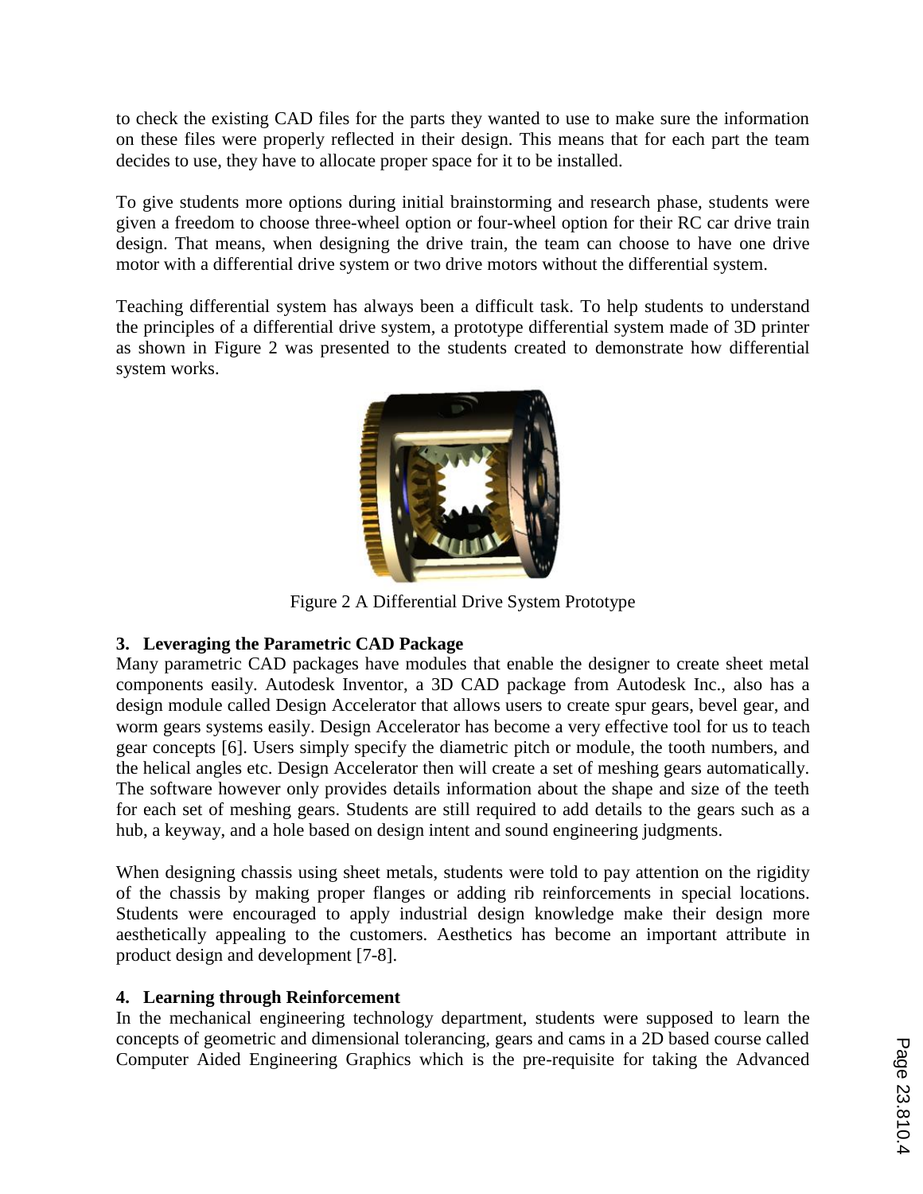to check the existing CAD files for the parts they wanted to use to make sure the information on these files were properly reflected in their design. This means that for each part the team decides to use, they have to allocate proper space for it to be installed.

To give students more options during initial brainstorming and research phase, students were given a freedom to choose three-wheel option or four-wheel option for their RC car drive train design. That means, when designing the drive train, the team can choose to have one drive motor with a differential drive system or two drive motors without the differential system.

Teaching differential system has always been a difficult task. To help students to understand the principles of a differential drive system, a prototype differential system made of 3D printer as shown in Figure 2 was presented to the students created to demonstrate how differential system works.

Figure 2 A Differential Drive System Prototype

## 3. Leveraging the Parametric CAD Package

Many parametric CAD packages have modules that enable the designer to create sheet metal components easily. Autodesk Inventor, a 3D CAD package from Autodesk Inc., also has a design module called Design Accelerator that allows users to create spur gears, bevel gear, and worm gears systems easily. Design Accelerator has become a very effective tool for us to teach gear concepts [6]. Users simply specify the diametric pitch or module, the tooth numbers, and the helical angles etc. Design Accelerator then will create a set of meshing gears automatically. The software however only provides details information about the shape and size of the teeth for each set of meshing gears. Students are still required to add details to the gears such as a hub, a keyway, and a hole based on design intent and sound engineering judgments.

When designing chassis using sheet metals, students were told to pay attention on the rigidity of the chassis by making proper flanges or adding rib reinforcements in special locations. Students were encouraged to apply industrial design knowledge make their design more aesthetically appealing to the customers. Aesthetics has become an important attribute in product design and development [7-8].

## 4. Learning through Reinforcement

In the mechanical engineering technology department, students were supposed to learn the concepts of geometric and dimensional tolerancing, gears and cams in a 2D based course called Computer Aided Engineering Graphics which is the pre-requisite for taking the Advanced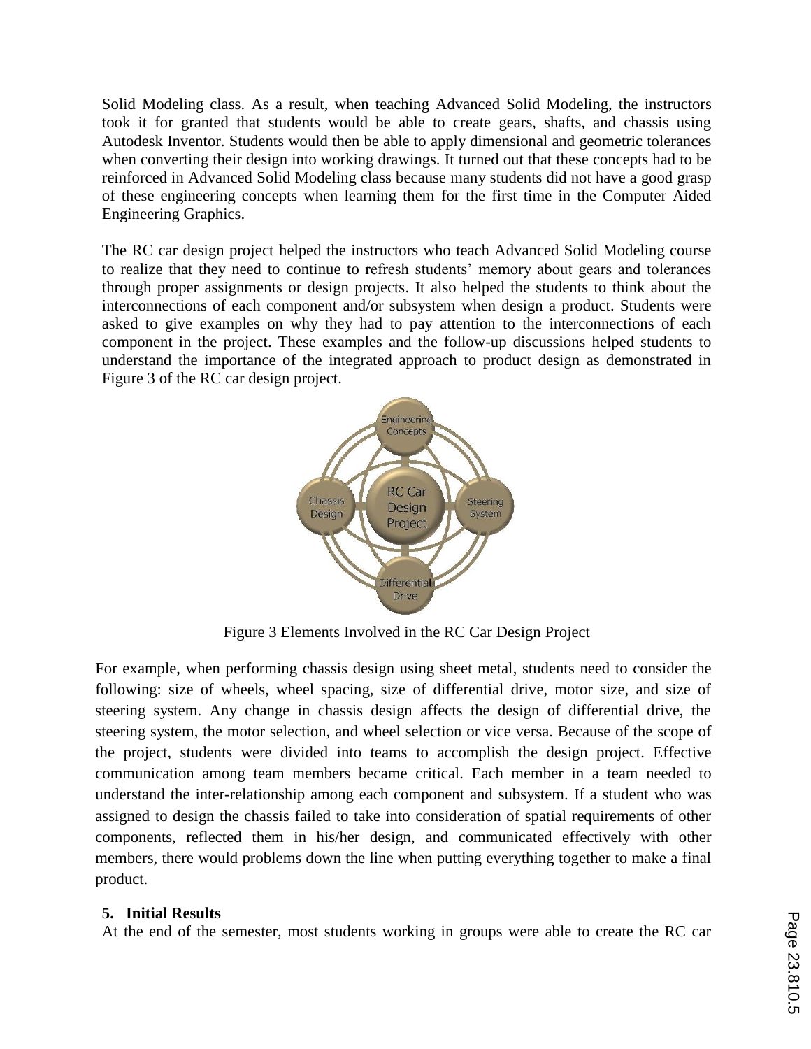Solid Modeling class. As a result, when teaching Advanced Solid Modeling, the instructors took it for granted that students would be able to create gears, shafts, and chassis using Autodesk Inventor. Students would then be able to apply dimensional and geometric tolerances when converting their design into working drawings. It turned out that these concepts had to be reinforced in Advanced Solid Modeling class because many students did not have a good grasp of these engineering concepts when learning them for the first time in the Computer Aided Engineering Graphics.

The RC car design project helped the instructors who teach Advanced Solid Modeling course to realize that they need to continue to refresh students' memory about gears and tolerances through proper assignments or design projects. It also helped the students to think about the interconnections of each component and/or subsystem when design a product. Students were asked to give examples on why they had to pay attention to the interconnections of each component in the project. These examples and the follow-up discussions helped students to understand the importance of the integrated approach to product design as demonstrated in Figure 3 of the RC car design project.

Figure 3 Elements Involved in the RC Car Design Project

For example, when performing chassis design using sheet metal, students need to consider the following: size of wheels, wheel spacing, size of differential drive, motor size, and size of steering system. Any change in chassis design affects the design of differential drive, the steering system, the motor selection, and wheel selection or vice versa. Because of the scope of the project, students were divided into teams to accomplish the design project. Effective communication among team members became critical. Each member in a team needed to understand the inter-relationship among each component and subsystem. If a student who was assigned to design the chassis failed to take into consideration of spatial requirements of other components, reflected them in his/her design, and communicated effectively with other members, there would problems down the line when putting everything together to make a final product.

## 5. Initial Results

At the end of the semester, most students working in groups were able to create the RC car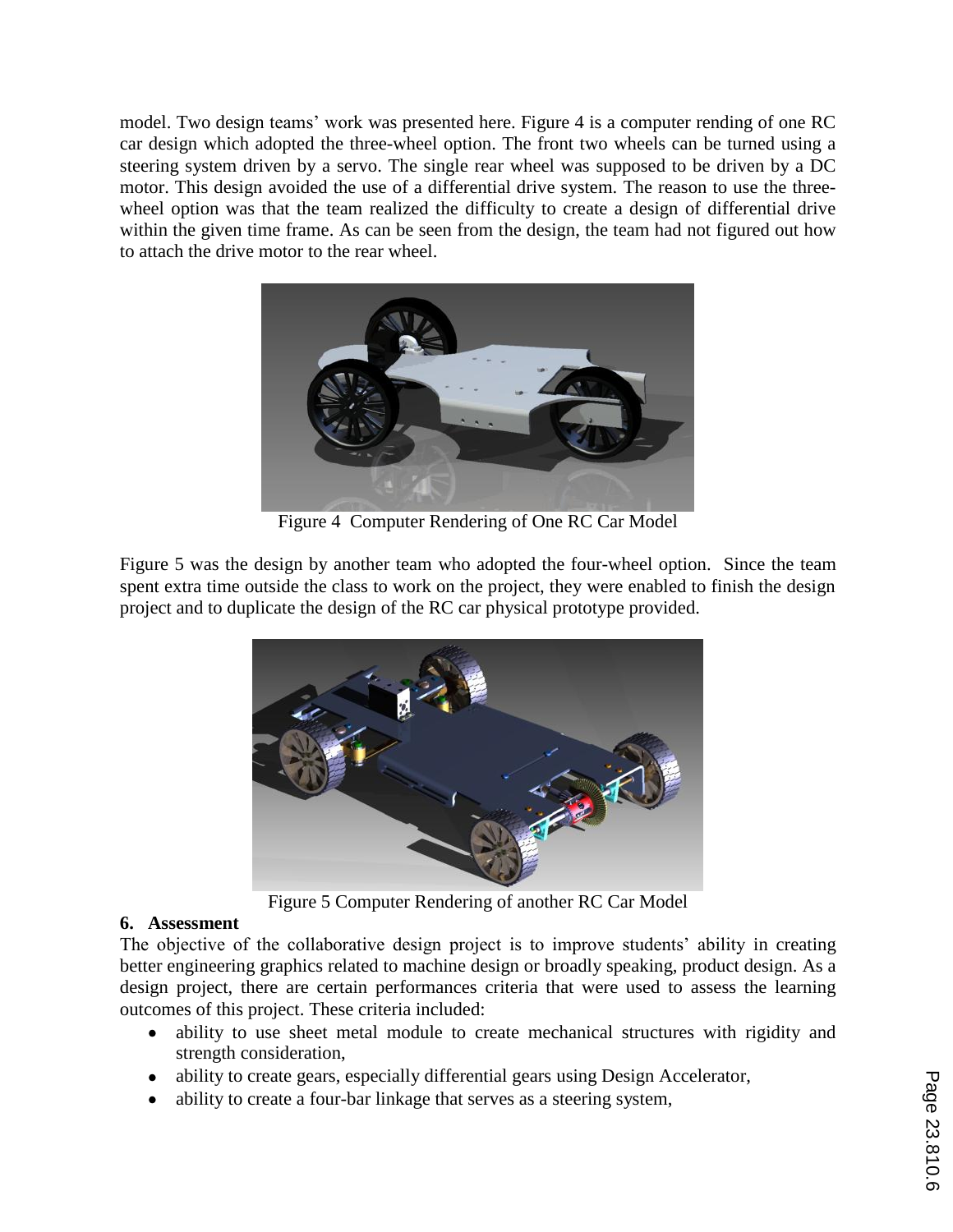model. Two design teams' work was presented here. Figure 4 is a computer rending of one RC car design which adopted the three-wheel option. The front two wheels can be turned using a steering system driven by a servo. The single rear wheel was supposed to be driven by a DC motor. This design avoided the use of a differential drive system. The reason to use the three-wheel option was that the team realized the difficulty to create a design of differential drive within the given time frame. As can be seen from the design, the team had not figured out how to attach the drive motor to the rear wheel.

Figure 4 Computer Rendering of One RC Car Model

Figure 5 was the design by another team who adopted the four-wheel option. Since the team spent extra time outside the class to work on the project, they were enabled to finish the design project and to duplicate the design of the RC car physical prototype provided.

Figure 5 Computer Rendering of another RC Car Model

## 6. Assessment

The objective of the collaborative design project is to improve students' ability in creating better engineering graphics related to machine design or broadly speaking, product design. As a design project, there are certain performances criteria that were used to assess the learning outcomes of this project. These criteria included:

- ability to use sheet metal module to create mechanical structures with rigidity and strength consideration,
- ability to create gears, especially differential gears using Design Accelerator,
- ability to create a four-bar linkage that serves as a steering system,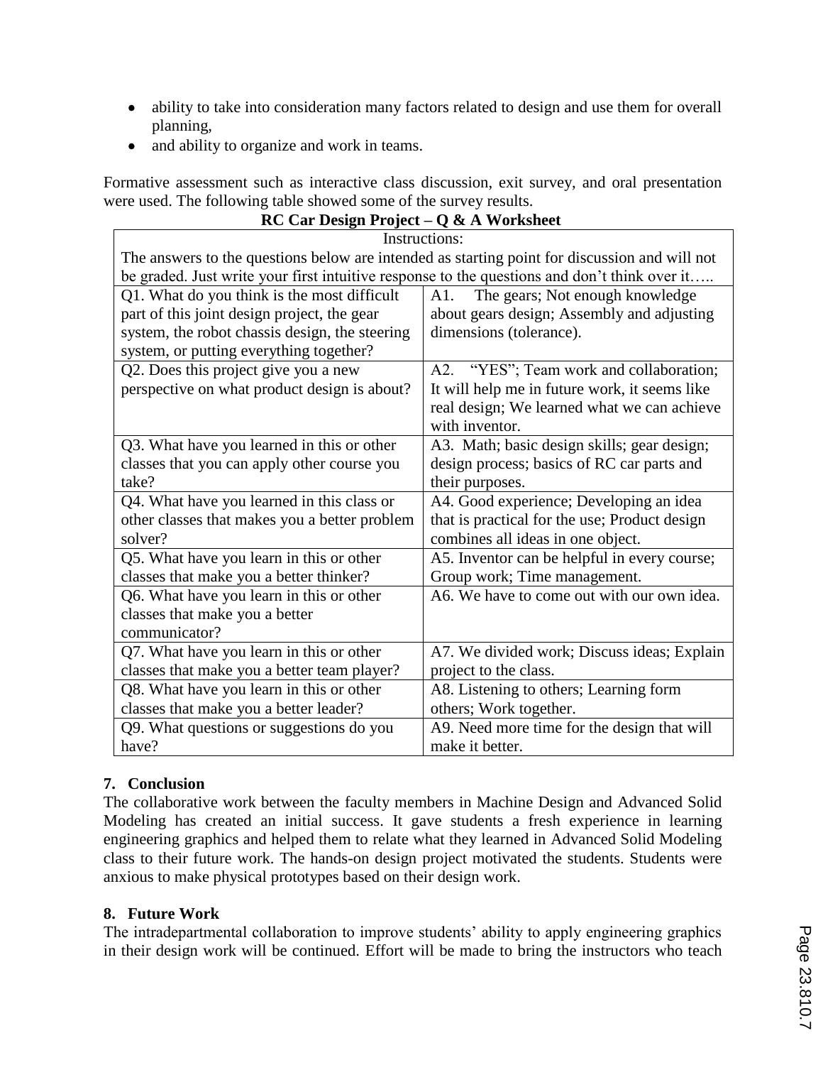- ability to take into consideration many factors related to design and use them for overall planning,
- and ability to organize and work in teams.

Formative assessment such as interactive class discussion, exit survey, and oral presentation were used. The following table showed some of the survey results.

**RC Car Design Project – Q & A Worksheet**

| Instructions: The answers to the questions below are intended as starting point for discussion and will not be graded. Just write your first intuitive response to the questions and don't think over it….. | |
|---|---|
| Q1. What do you think is the most difficult part of this joint design project, the gear system, the robot chassis design, the steering system, or putting everything together? | A1. The gears; Not enough knowledge about gears design; Assembly and adjusting dimensions (tolerance). |
| Q2. Does this project give you a new perspective on what product design is about? | A2. "YES"; Team work and collaboration; It will help me in future work, it seems like real design; We learned what we can achieve with inventor. |
| Q3. What have you learned in this or other classes that you can apply other course you take? | A3. Math; basic design skills; gear design; design process; basics of RC car parts and their purposes. |
| Q4. What have you learned in this class or other classes that makes you a better problem solver? | A4. Good experience; Developing an idea that is practical for the use; Product design combines all ideas in one object. |
| Q5. What have you learn in this or other classes that make you a better thinker? | A5. Inventor can be helpful in every course; Group work; Time management. |
| Q6. What have you learn in this or other classes that make you a better communicator? | A6. We have to come out with our own idea. |
| Q7. What have you learn in this or other classes that make you a better team player? | A7. We divided work; Discuss ideas; Explain project to the class. |
| Q8. What have you learn in this or other classes that make you a better leader? | A8. Listening to others; Learning form others; Work together. |
| Q9. What questions or suggestions do you have? | A9. Need more time for the design that will make it better. |

## 7. Conclusion

The collaborative work between the faculty members in Machine Design and Advanced Solid Modeling has created an initial success. It gave students a fresh experience in learning engineering graphics and helped them to relate what they learned in Advanced Solid Modeling class to their future work. The hands-on design project motivated the students. Students were anxious to make physical prototypes based on their design work.

## 8. Future Work

The intradepartmental collaboration to improve students' ability to apply engineering graphics in their design work will be continued. Effort will be made to bring the instructors who teach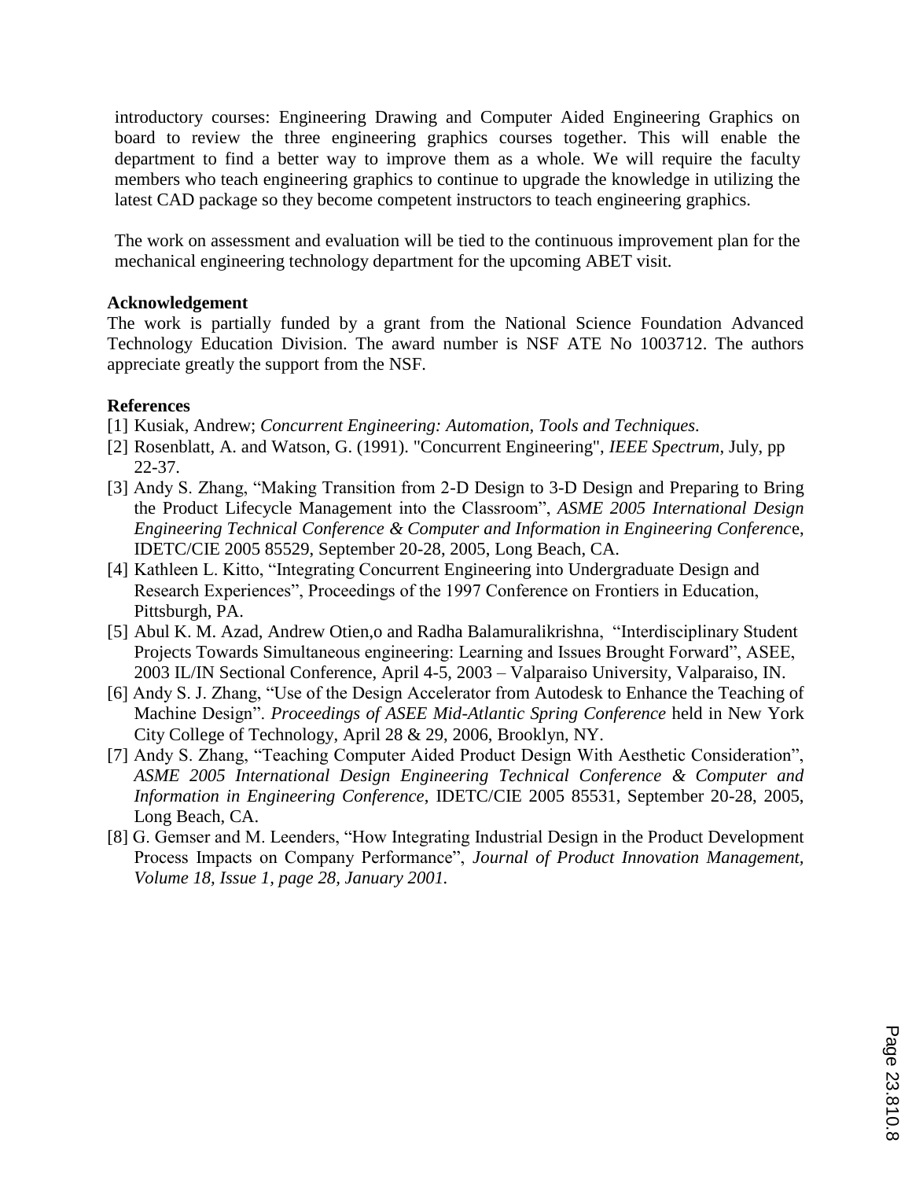introductory courses: Engineering Drawing and Computer Aided Engineering Graphics on board to review the three engineering graphics courses together. This will enable the department to find a better way to improve them as a whole. We will require the faculty members who teach engineering graphics to continue to upgrade the knowledge in utilizing the latest CAD package so they become competent instructors to teach engineering graphics.

The work on assessment and evaluation will be tied to the continuous improvement plan for the mechanical engineering technology department for the upcoming ABET visit.

**Acknowledgement**

The work is partially funded by a grant from the National Science Foundation Advanced Technology Education Division. The award number is NSF ATE No 1003712. The authors appreciate greatly the support from the NSF.

**References**

[1] Kusiak, Andrew; *Concurrent Engineering: Automation, Tools and Techniques*.

[2] Rosenblatt, A. and Watson, G. (1991). "Concurrent Engineering", *IEEE Spectrum*, July, pp 22-37.

[3] Andy S. Zhang, "Making Transition from 2-D Design to 3-D Design and Preparing to Bring the Product Lifecycle Management into the Classroom", *ASME 2005 International Design Engineering Technical Conference & Computer and Information in Engineering Conferenc*e, IDETC/CIE 2005 85529, September 20-28, 2005, Long Beach, CA.

[4] Kathleen L. Kitto, "Integrating Concurrent Engineering into Undergraduate Design and Research Experiences", Proceedings of the 1997 Conference on Frontiers in Education, Pittsburgh, PA.

[5] Abul K. M. Azad, Andrew Otien,o and Radha Balamuralikrishna, "Interdisciplinary Student Projects Towards Simultaneous engineering: Learning and Issues Brought Forward", ASEE, 2003 IL/IN Sectional Conference, April 4-5, 2003 – Valparaiso University, Valparaiso, IN.

[6] Andy S. J. Zhang, "Use of the Design Accelerator from Autodesk to Enhance the Teaching of Machine Design". *Proceedings of ASEE Mid-Atlantic Spring Conference* held in New York City College of Technology, April 28 & 29, 2006, Brooklyn, NY.

[7] Andy S. Zhang, "Teaching Computer Aided Product Design With Aesthetic Consideration", *ASME 2005 International Design Engineering Technical Conference & Computer and Information in Engineering Conference*, IDETC/CIE 2005 85531, September 20-28, 2005, Long Beach, CA.

[8] G. Gemser and M. Leenders, "How Integrating Industrial Design in the Product Development Process Impacts on Company Performance", *Journal of Product Innovation Management, Volume 18, Issue 1, page 28, January 2001.*